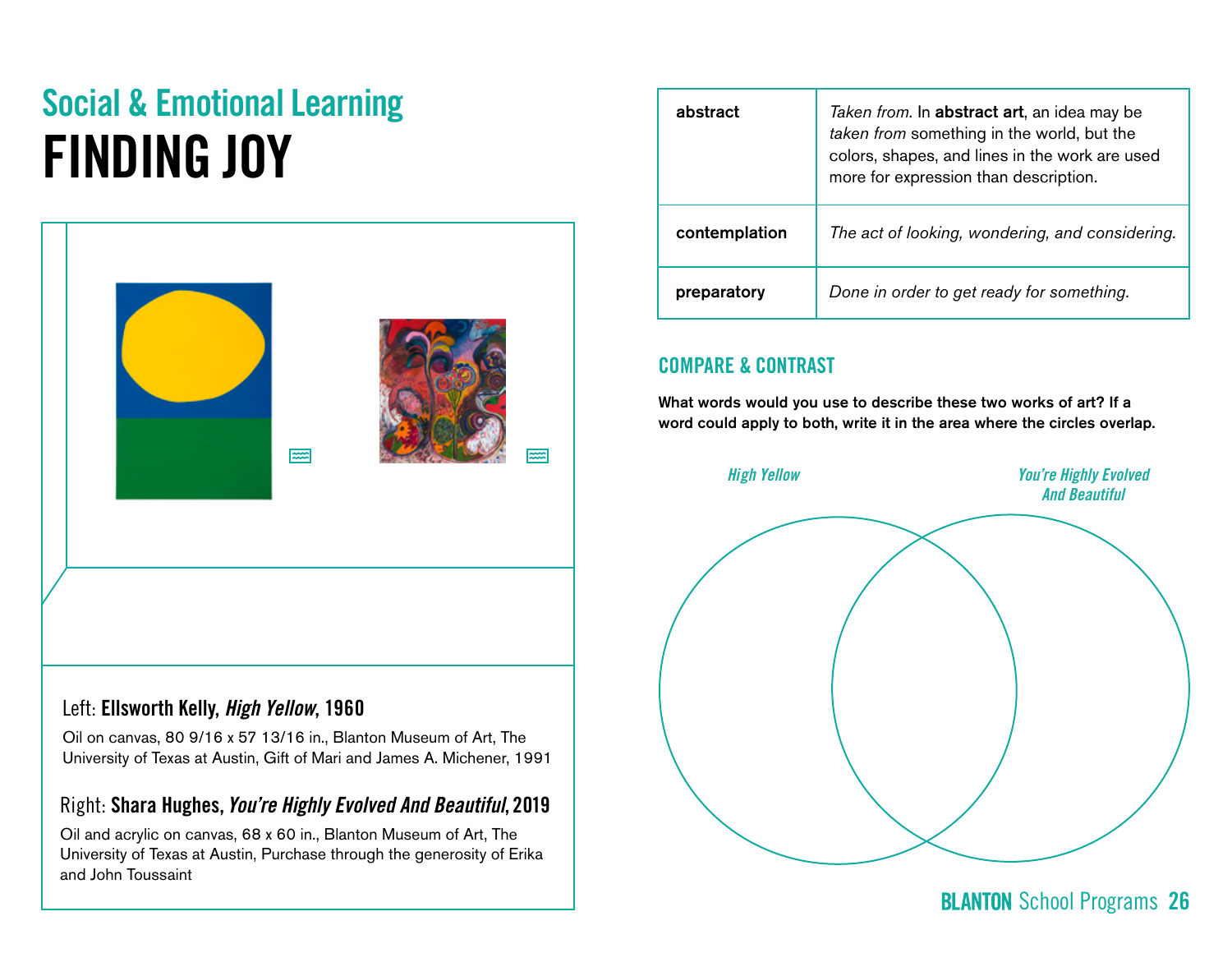## Social & Emotional Learning

# FINDING JOY

Left: **Ellsworth Kelly, *High Yellow*, 1960**

Oil on canvas, 80 9/16 x 57 13/16 in., Blanton Museum of Art, The University of Texas at Austin, Gift of Mari and James A. Michener, 1991

Right: **Shara Hughes, *You're Highly Evolved And Beautiful*, 2019**

Oil and acrylic on canvas, 68 x 60 in., Blanton Museum of Art, The University of Texas at Austin, Purchase through the generosity of Erika and John Toussaint

| | |
|---|---|
| **abstract** | *Taken from.* In **abstract art**, an idea may be *taken from* something in the world, but the colors, shapes, and lines in the work are used more for expression than description. |
| **contemplation** | *The act of looking, wondering, and considering.* |
| **preparatory** | *Done in order to get ready for something.* |

### COMPARE & CONTRAST

**What words would you use to describe these two works of art? If a word could apply to both, write it in the area where the circles overlap.**

*High Yellow*

*You're Highly Evolved And Beautiful*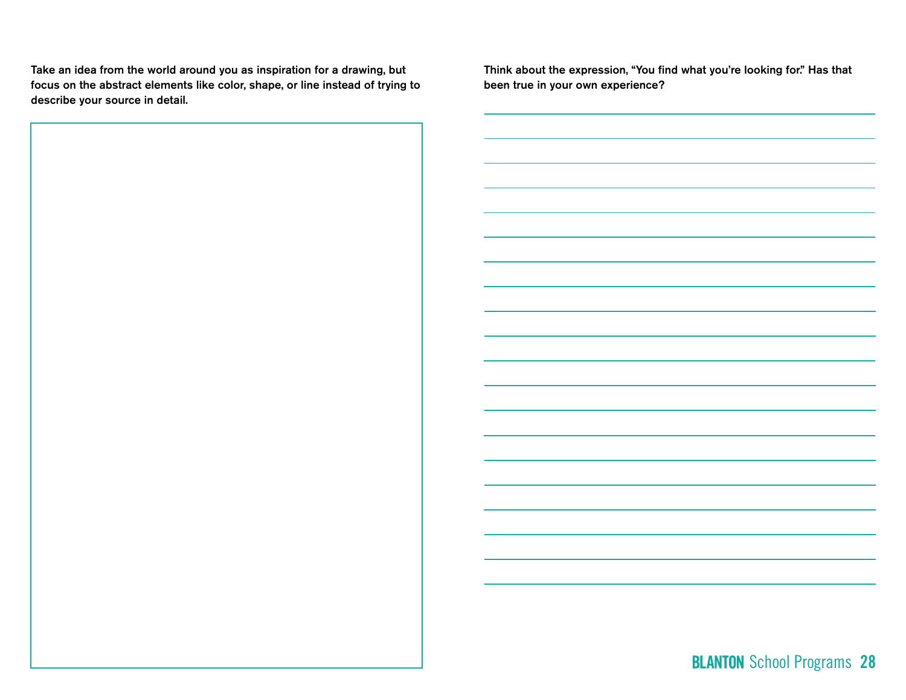Take an idea from the world around you as inspiration for a drawing, but focus on the abstract elements like color, shape, or line instead of trying to describe your source in detail.

Think about the expression, "You find what you're looking for." Has that been true in your own experience?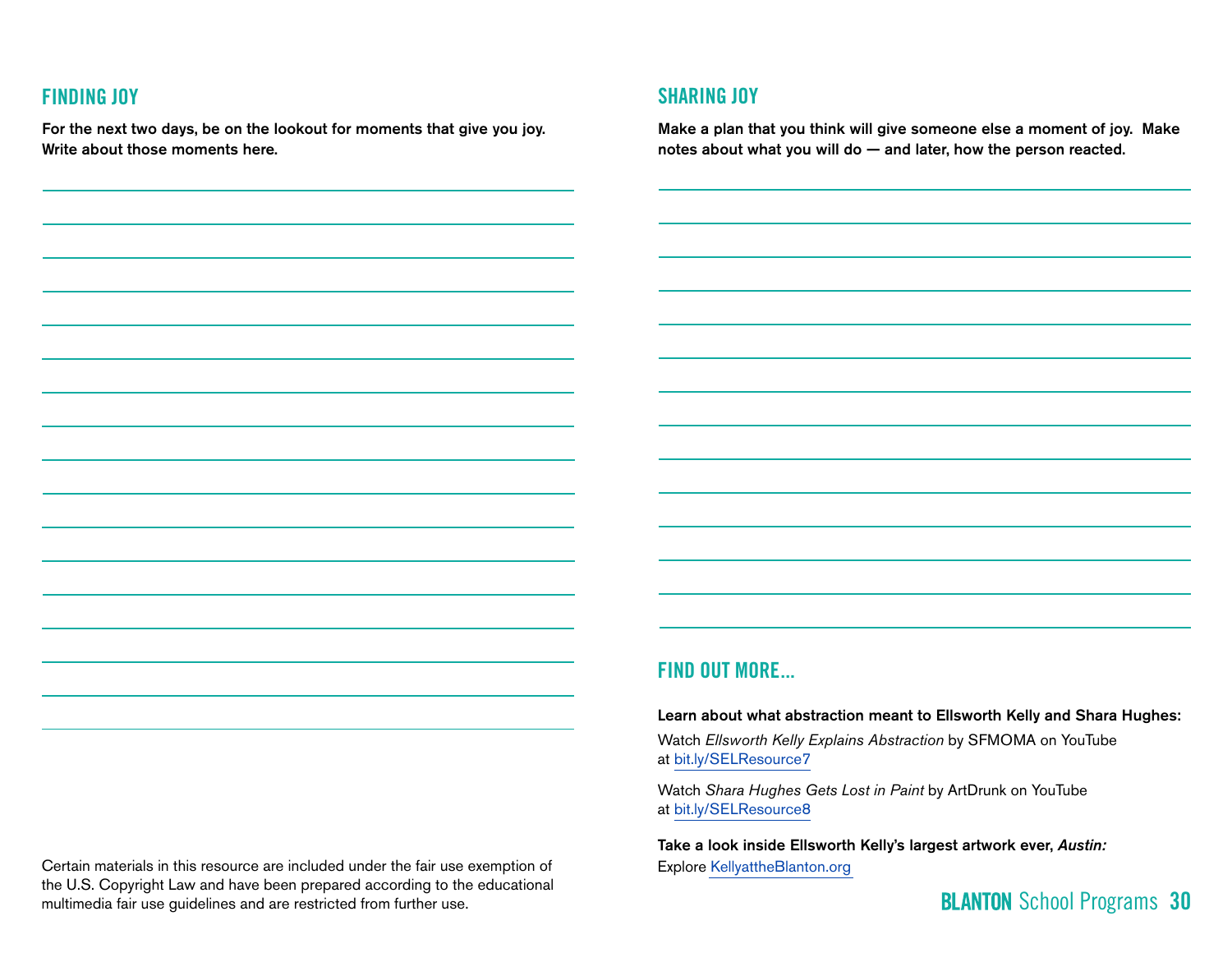## FINDING JOY

**For the next two days, be on the lookout for moments that give you joy. Write about those moments here.**

Certain materials in this resource are included under the fair use exemption of the U.S. Copyright Law and have been prepared according to the educational multimedia fair use guidelines and are restricted from further use.

## SHARING JOY

**Make a plan that you think will give someone else a moment of joy. Make notes about what you will do — and later, how the person reacted.**

## FIND OUT MORE...

**Learn about what abstraction meant to Ellsworth Kelly and Shara Hughes:**

Watch *Ellsworth Kelly Explains Abstraction* by SFMOMA on YouTube at bit.ly/SELResource7

Watch *Shara Hughes Gets Lost in Paint* by ArtDrunk on YouTube at bit.ly/SELResource8

**Take a look inside Ellsworth Kelly's largest artwork ever, *Austin:***
Explore KellyattheBlanton.org